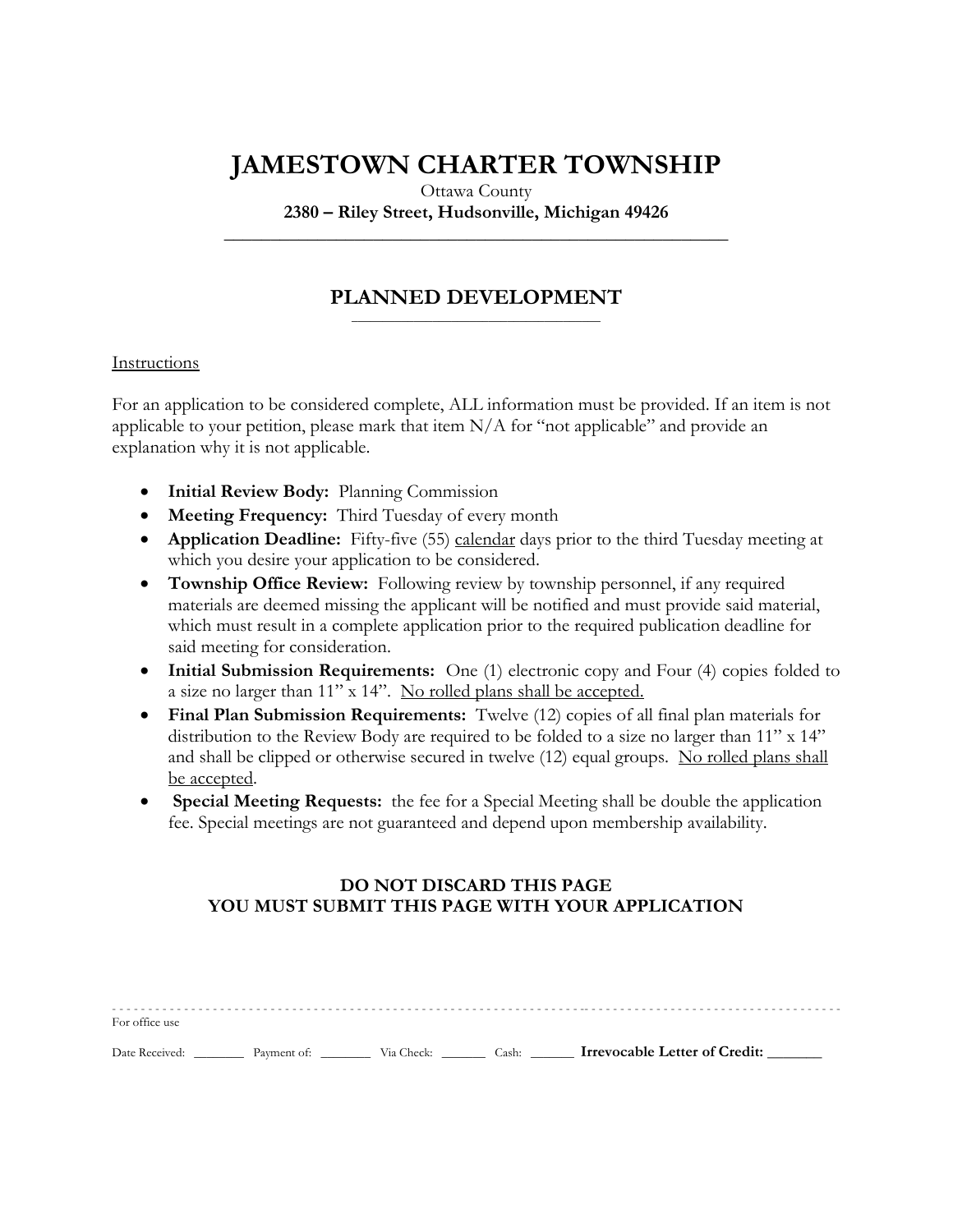# JAMESTOWN CHARTER TOWNSHIP

Ottawa County

**2380 – Riley Street, Hudsonville, Michigan 49426**

## PLANNED DEVELOPMENT

Instructions

For an application to be considered complete, ALL information must be provided. If an item is not applicable to your petition, please mark that item N/A for "not applicable" and provide an explanation why it is not applicable.

- **Initial Review Body:** Planning Commission
- **Meeting Frequency:** Third Tuesday of every month
- **Application Deadline:** Fifty-five (55) calendar days prior to the third Tuesday meeting at which you desire your application to be considered.
- **Township Office Review:** Following review by township personnel, if any required materials are deemed missing the applicant will be notified and must provide said material, which must result in a complete application prior to the required publication deadline for said meeting for consideration.
- **Initial Submission Requirements:** One (1) electronic copy and Four (4) copies folded to a size no larger than 11" x 14". No rolled plans shall be accepted.
- **Final Plan Submission Requirements:** Twelve (12) copies of all final plan materials for distribution to the Review Body are required to be folded to a size no larger than 11" x 14" and shall be clipped or otherwise secured in twelve (12) equal groups. No rolled plans shall be accepted.
- **Special Meeting Requests:** the fee for a Special Meeting shall be double the application fee. Special meetings are not guaranteed and depend upon membership availability.

**DO NOT DISCARD THIS PAGE**
**YOU MUST SUBMIT THIS PAGE WITH YOUR APPLICATION**

For office use

Date Received: ________ Payment of: ________ Via Check: _______ Cash: _______ **Irrevocable Letter of Credit: _______**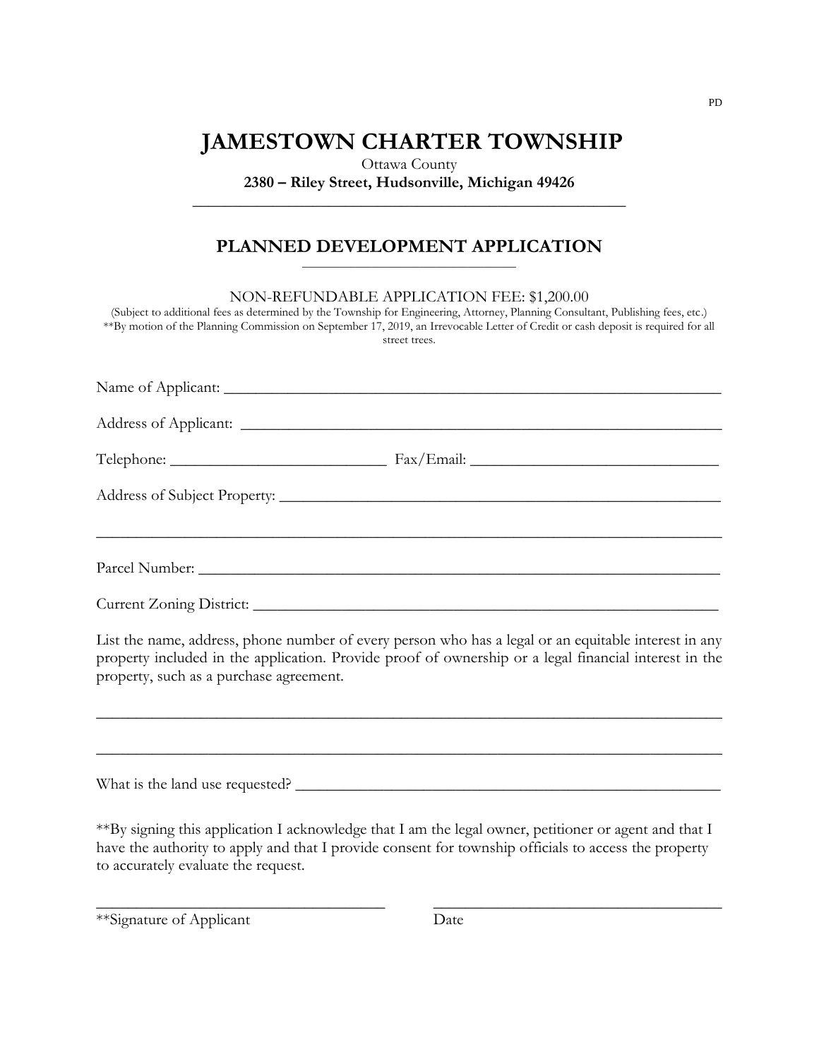PD

# JAMESTOWN CHARTER TOWNSHIP

Ottawa County

**2380 – Riley Street, Hudsonville, Michigan 49426**

## PLANNED DEVELOPMENT APPLICATION

NON-REFUNDABLE APPLICATION FEE: $1,200.00

(Subject to additional fees as determined by the Township for Engineering, Attorney, Planning Consultant, Publishing fees, etc.)

**By motion of the Planning Commission on September 17, 2019, an Irrevocable Letter of Credit or cash deposit is required for all street trees.

Name of Applicant: ______________________________________________

Address of Applicant: ______________________________________________

Telephone: ____________________ Fax/Email: ____________________

Address of Subject Property: ______________________________________________

______________________________________________

Parcel Number: ______________________________________________

Current Zoning District: ______________________________________________

List the name, address, phone number of every person who has a legal or an equitable interest in any property included in the application. Provide proof of ownership or a legal financial interest in the property, such as a purchase agreement.

______________________________________________

______________________________________________

What is the land use requested? ______________________________________________

**By signing this application I acknowledge that I am the legal owner, petitioner or agent and that I have the authority to apply and that I provide consent for township officials to access the property to accurately evaluate the request.

______________________________ ______________________________

**Signature of Applicant Date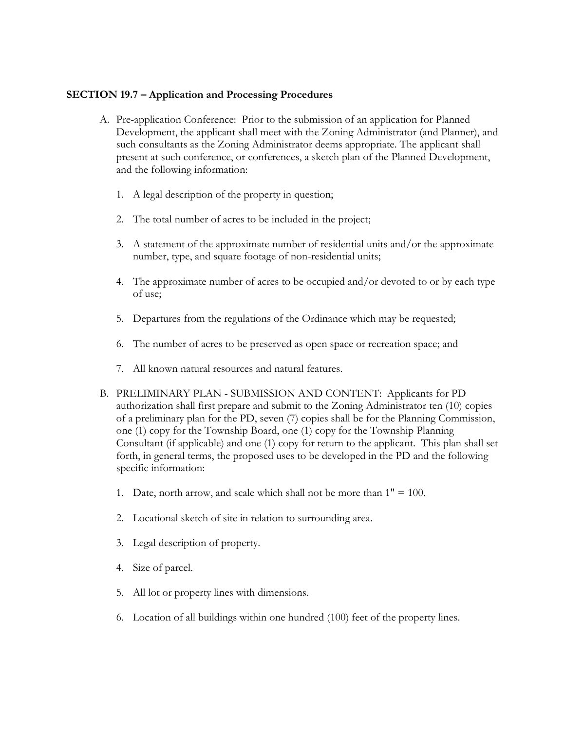**SECTION 19.7 – Application and Processing Procedures**

A. Pre-application Conference: Prior to the submission of an application for Planned Development, the applicant shall meet with the Zoning Administrator (and Planner), and such consultants as the Zoning Administrator deems appropriate. The applicant shall present at such conference, or conferences, a sketch plan of the Planned Development, and the following information:

   1. A legal description of the property in question;

   2. The total number of acres to be included in the project;

   3. A statement of the approximate number of residential units and/or the approximate number, type, and square footage of non-residential units;

   4. The approximate number of acres to be occupied and/or devoted to or by each type of use;

   5. Departures from the regulations of the Ordinance which may be requested;

   6. The number of acres to be preserved as open space or recreation space; and

   7. All known natural resources and natural features.

B. PRELIMINARY PLAN - SUBMISSION AND CONTENT: Applicants for PD authorization shall first prepare and submit to the Zoning Administrator ten (10) copies of a preliminary plan for the PD, seven (7) copies shall be for the Planning Commission, one (1) copy for the Township Board, one (1) copy for the Township Planning Consultant (if applicable) and one (1) copy for return to the applicant. This plan shall set forth, in general terms, the proposed uses to be developed in the PD and the following specific information:

   1. Date, north arrow, and scale which shall not be more than 1" = 100.

   2. Locational sketch of site in relation to surrounding area.

   3. Legal description of property.

   4. Size of parcel.

   5. All lot or property lines with dimensions.

   6. Location of all buildings within one hundred (100) feet of the property lines.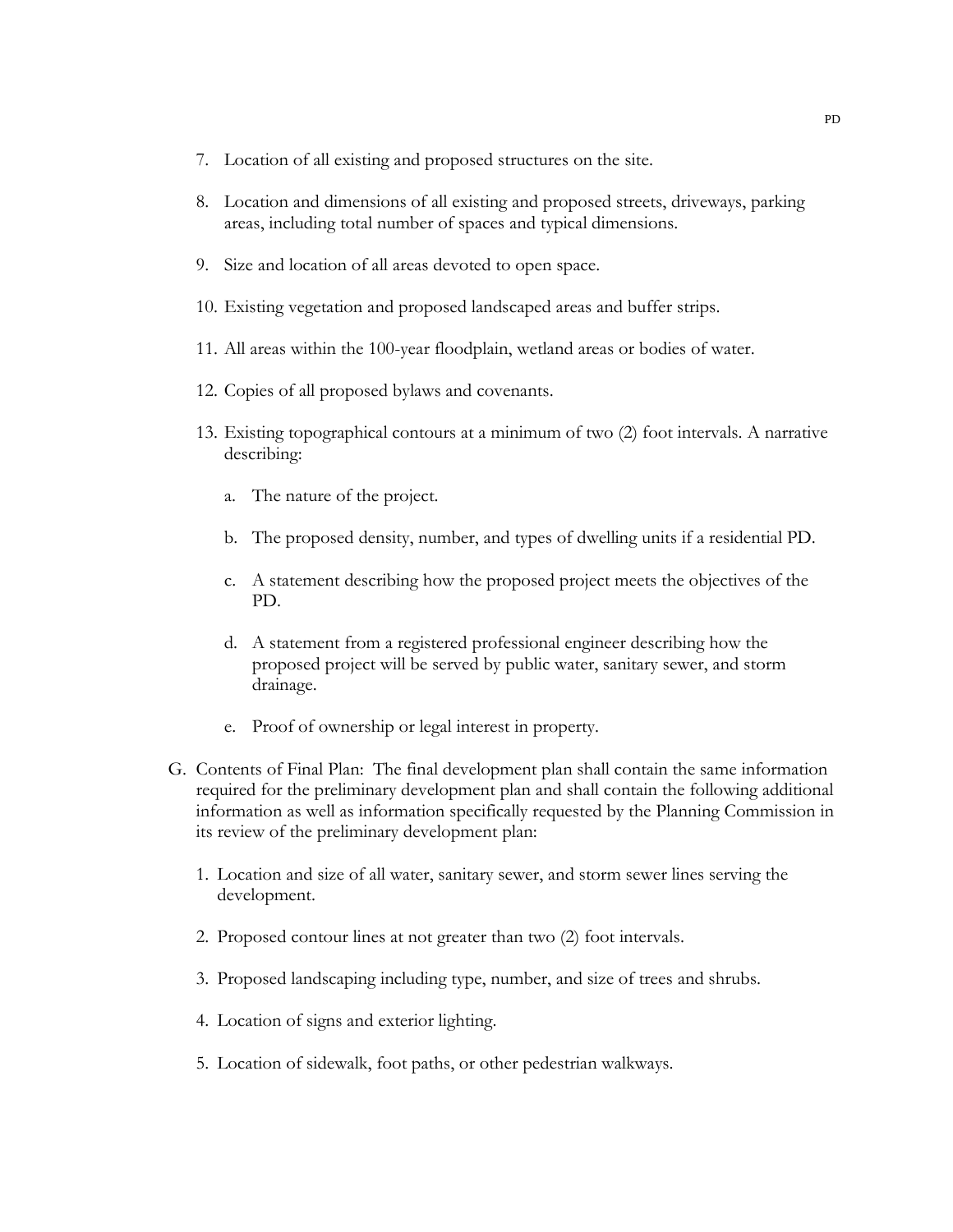7. Location of all existing and proposed structures on the site.

8. Location and dimensions of all existing and proposed streets, driveways, parking areas, including total number of spaces and typical dimensions.

9. Size and location of all areas devoted to open space.

10. Existing vegetation and proposed landscaped areas and buffer strips.

11. All areas within the 100-year floodplain, wetland areas or bodies of water.

12. Copies of all proposed bylaws and covenants.

13. Existing topographical contours at a minimum of two (2) foot intervals. A narrative describing:

    a. The nature of the project.

    b. The proposed density, number, and types of dwelling units if a residential PD.

    c. A statement describing how the proposed project meets the objectives of the PD.

    d. A statement from a registered professional engineer describing how the proposed project will be served by public water, sanitary sewer, and storm drainage.

    e. Proof of ownership or legal interest in property.

G. Contents of Final Plan: The final development plan shall contain the same information required for the preliminary development plan and shall contain the following additional information as well as information specifically requested by the Planning Commission in its review of the preliminary development plan:

   1. Location and size of all water, sanitary sewer, and storm sewer lines serving the development.

   2. Proposed contour lines at not greater than two (2) foot intervals.

   3. Proposed landscaping including type, number, and size of trees and shrubs.

   4. Location of signs and exterior lighting.

   5. Location of sidewalk, foot paths, or other pedestrian walkways.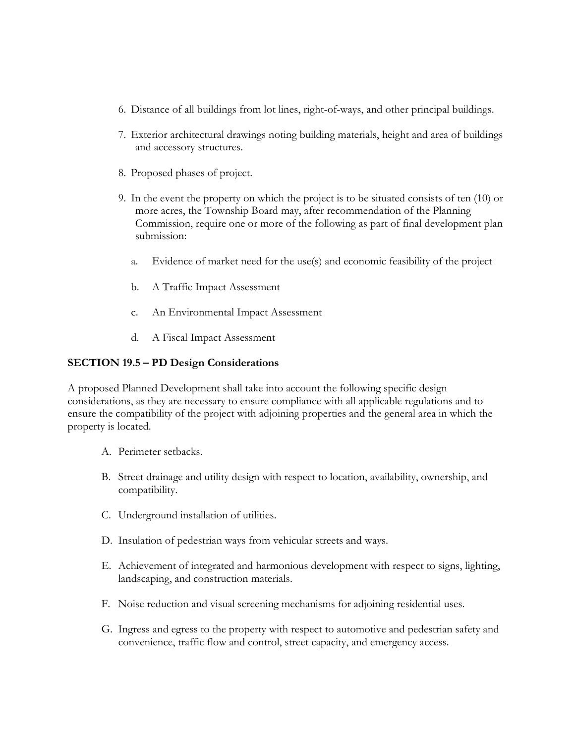6. Distance of all buildings from lot lines, right-of-ways, and other principal buildings.

7. Exterior architectural drawings noting building materials, height and area of buildings and accessory structures.

8. Proposed phases of project.

9. In the event the property on which the project is to be situated consists of ten (10) or more acres, the Township Board may, after recommendation of the Planning Commission, require one or more of the following as part of final development plan submission:

   a. Evidence of market need for the use(s) and economic feasibility of the project

   b. A Traffic Impact Assessment

   c. An Environmental Impact Assessment

   d. A Fiscal Impact Assessment

**SECTION 19.5 – PD Design Considerations**

A proposed Planned Development shall take into account the following specific design considerations, as they are necessary to ensure compliance with all applicable regulations and to ensure the compatibility of the project with adjoining properties and the general area in which the property is located.

A. Perimeter setbacks.

B. Street drainage and utility design with respect to location, availability, ownership, and compatibility.

C. Underground installation of utilities.

D. Insulation of pedestrian ways from vehicular streets and ways.

E. Achievement of integrated and harmonious development with respect to signs, lighting, landscaping, and construction materials.

F. Noise reduction and visual screening mechanisms for adjoining residential uses.

G. Ingress and egress to the property with respect to automotive and pedestrian safety and convenience, traffic flow and control, street capacity, and emergency access.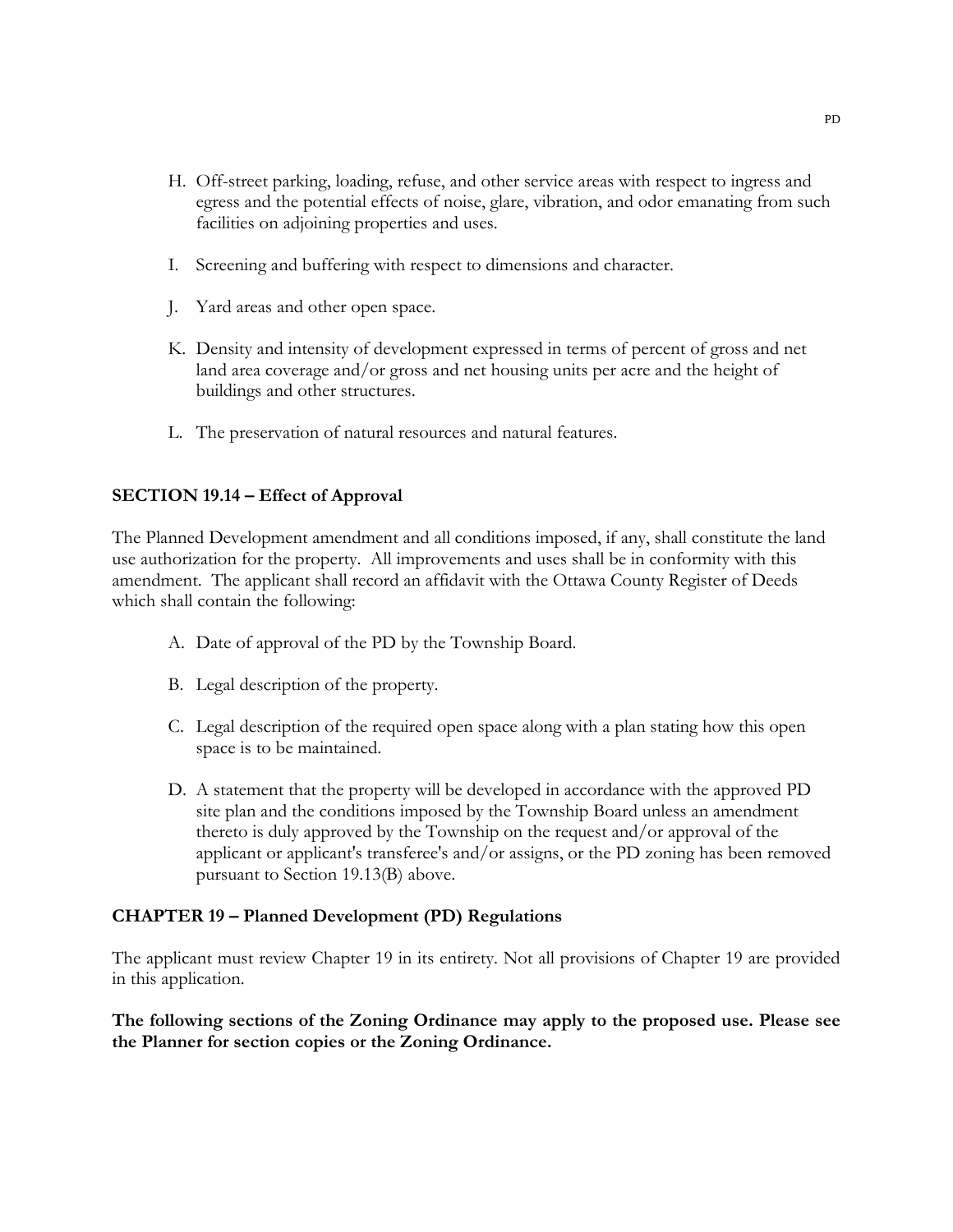H. Off-street parking, loading, refuse, and other service areas with respect to ingress and egress and the potential effects of noise, glare, vibration, and odor emanating from such facilities on adjoining properties and uses.

I. Screening and buffering with respect to dimensions and character.

J. Yard areas and other open space.

K. Density and intensity of development expressed in terms of percent of gross and net land area coverage and/or gross and net housing units per acre and the height of buildings and other structures.

L. The preservation of natural resources and natural features.

**SECTION 19.14 – Effect of Approval**

The Planned Development amendment and all conditions imposed, if any, shall constitute the land use authorization for the property. All improvements and uses shall be in conformity with this amendment. The applicant shall record an affidavit with the Ottawa County Register of Deeds which shall contain the following:

A. Date of approval of the PD by the Township Board.

B. Legal description of the property.

C. Legal description of the required open space along with a plan stating how this open space is to be maintained.

D. A statement that the property will be developed in accordance with the approved PD site plan and the conditions imposed by the Township Board unless an amendment thereto is duly approved by the Township on the request and/or approval of the applicant or applicant's transferee's and/or assigns, or the PD zoning has been removed pursuant to Section 19.13(B) above.

**CHAPTER 19 – Planned Development (PD) Regulations**

The applicant must review Chapter 19 in its entirety. Not all provisions of Chapter 19 are provided in this application.

**The following sections of the Zoning Ordinance may apply to the proposed use. Please see the Planner for section copies or the Zoning Ordinance.**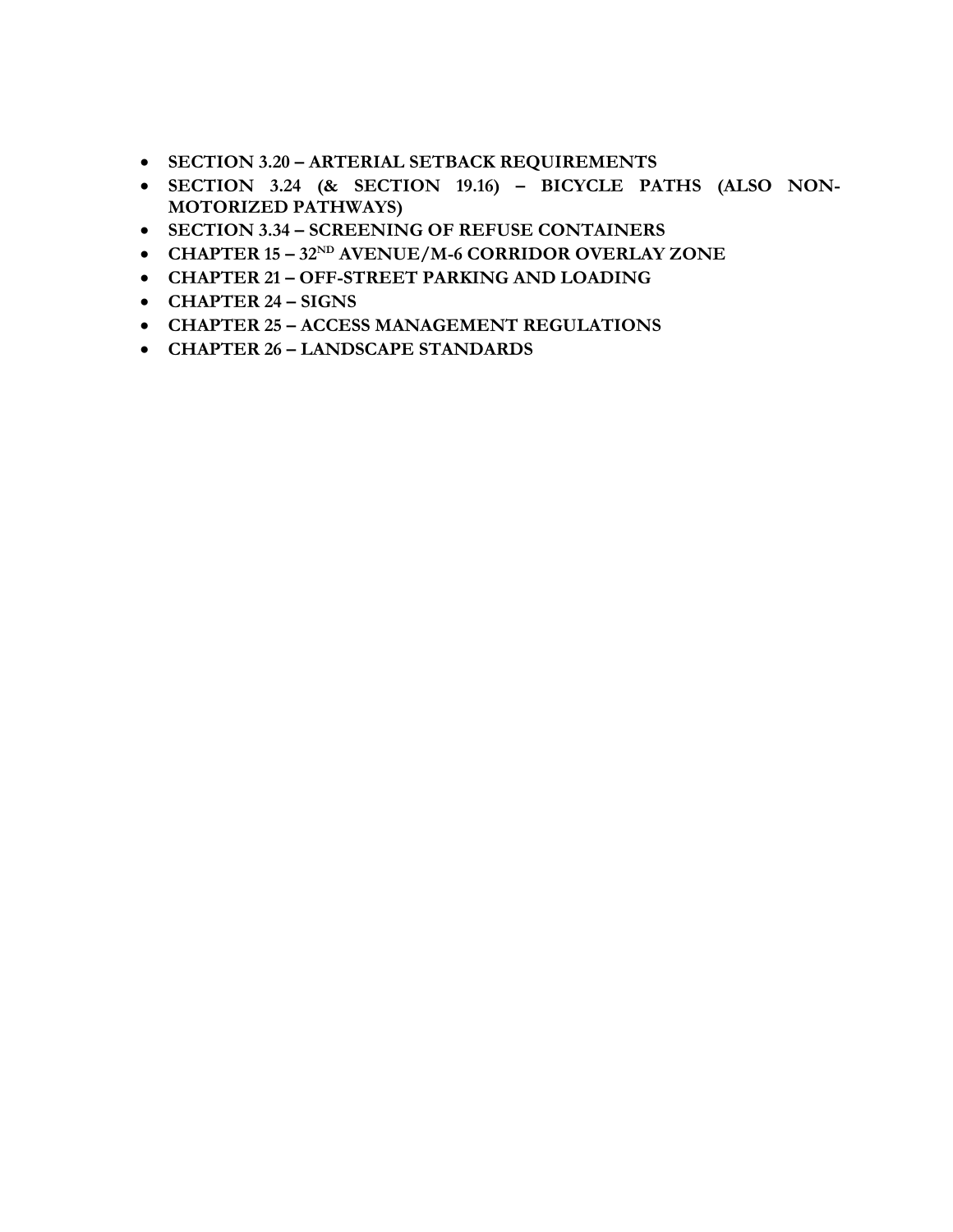- **SECTION 3.20 – ARTERIAL SETBACK REQUIREMENTS**
- **SECTION 3.24 (& SECTION 19.16) – BICYCLE PATHS (ALSO NON-MOTORIZED PATHWAYS)**
- **SECTION 3.34 – SCREENING OF REFUSE CONTAINERS**
- **CHAPTER 15 – 32ND AVENUE/M-6 CORRIDOR OVERLAY ZONE**
- **CHAPTER 21 – OFF-STREET PARKING AND LOADING**
- **CHAPTER 24 – SIGNS**
- **CHAPTER 25 – ACCESS MANAGEMENT REGULATIONS**
- **CHAPTER 26 – LANDSCAPE STANDARDS**